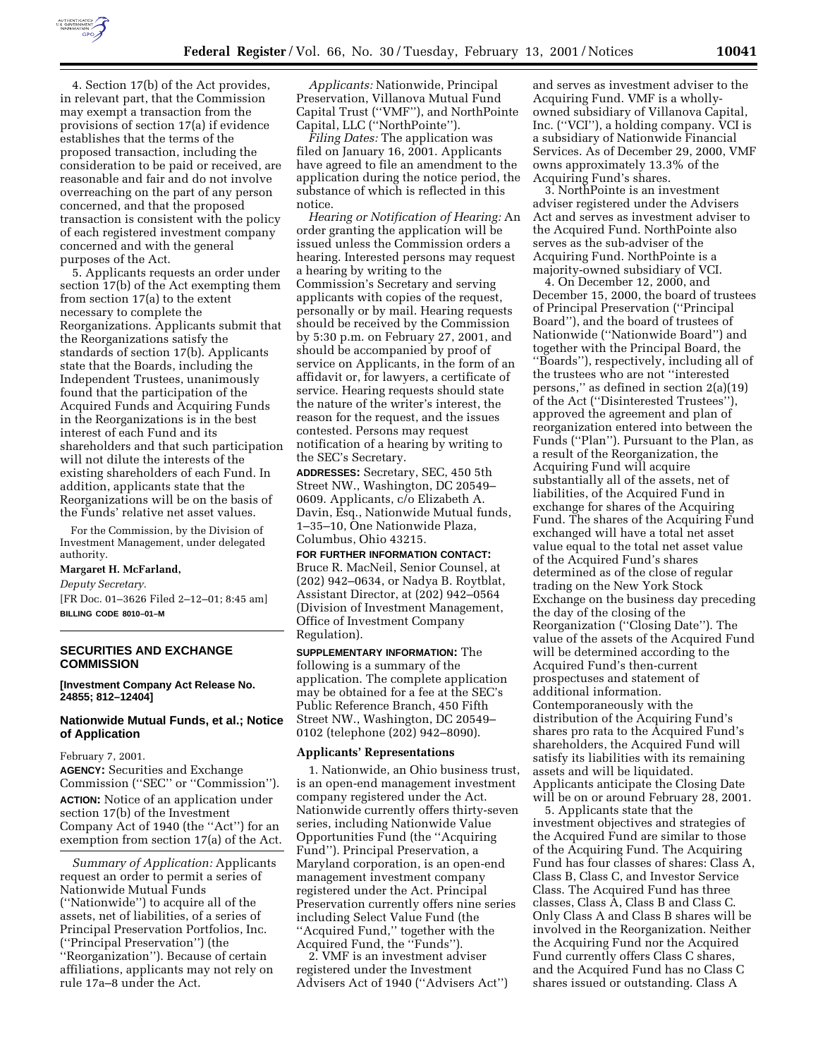4. Section 17(b) of the Act provides, in relevant part, that the Commission may exempt a transaction from the provisions of section 17(a) if evidence establishes that the terms of the proposed transaction, including the consideration to be paid or received, are reasonable and fair and do not involve overreaching on the part of any person concerned, and that the proposed transaction is consistent with the policy of each registered investment company concerned and with the general purposes of the Act.

5. Applicants requests an order under section 17(b) of the Act exempting them from section 17(a) to the extent necessary to complete the Reorganizations. Applicants submit that the Reorganizations satisfy the standards of section 17(b). Applicants state that the Boards, including the Independent Trustees, unanimously found that the participation of the Acquired Funds and Acquiring Funds in the Reorganizations is in the best interest of each Fund and its shareholders and that such participation will not dilute the interests of the existing shareholders of each Fund. In addition, applicants state that the Reorganizations will be on the basis of the Funds' relative net asset values.

For the Commission, by the Division of Investment Management, under delegated authority.

**Margaret H. McFarland,**

*Deputy Secretary.*

[FR Doc. 01–3626 Filed 2–12–01; 8:45 am]

**BILLING CODE 8010–01–M**

---

## SECURITIES AND EXCHANGE COMMISSION

**[Investment Company Act Release No. 24855; 812–12404]**

### Nationwide Mutual Funds, et al.; Notice of Application

February 7, 2001.

**AGENCY:** Securities and Exchange Commission ("SEC" or "Commission").

**ACTION:** Notice of an application under section 17(b) of the Investment Company Act of 1940 (the "Act") for an exemption from section 17(a) of the Act.

*Summary of Application:* Applicants request an order to permit a series of Nationwide Mutual Funds ("Nationwide") to acquire all of the assets, net of liabilities, of a series of Principal Preservation Portfolios, Inc. ("Principal Preservation") (the "Reorganization"). Because of certain affiliations, applicants may not rely on rule 17a–8 under the Act.

*Applicants:* Nationwide, Principal Preservation, Villanova Mutual Fund Capital Trust ("VMF"), and NorthPointe Capital, LLC ("NorthPointe").

*Filing Dates:* The application was filed on January 16, 2001. Applicants have agreed to file an amendment to the application during the notice period, the substance of which is reflected in this notice.

*Hearing or Notification of Hearing:* An order granting the application will be issued unless the Commission orders a hearing. Interested persons may request a hearing by writing to the Commission's Secretary and serving applicants with copies of the request, personally or by mail. Hearing requests should be received by the Commission by 5:30 p.m. on February 27, 2001, and should be accompanied by proof of service on Applicants, in the form of an affidavit or, for lawyers, a certificate of service. Hearing requests should state the nature of the writer's interest, the reason for the request, and the issues contested. Persons may request notification of a hearing by writing to the SEC's Secretary.

**ADDRESSES:** Secretary, SEC, 450 5th Street NW., Washington, DC 20549–0609. Applicants, c/o Elizabeth A. Davin, Esq., Nationwide Mutual funds, 1–35–10, One Nationwide Plaza, Columbus, Ohio 43215.

**FOR FURTHER INFORMATION CONTACT:** Bruce R. MacNeil, Senior Counsel, at (202) 942–0634, or Nadya B. Roytblat, Assistant Director, at (202) 942–0564 (Division of Investment Management, Office of Investment Company Regulation).

**SUPPLEMENTARY INFORMATION:** The following is a summary of the application. The complete application may be obtained for a fee at the SEC's Public Reference Branch, 450 Fifth Street NW., Washington, DC 20549–0102 (telephone (202) 942–8090).

#### Applicants' Representations

1. Nationwide, an Ohio business trust, is an open-end management investment company registered under the Act. Nationwide currently offers thirty-seven series, including Nationwide Value Opportunities Fund (the "Acquiring Fund"). Principal Preservation, a Maryland corporation, is an open-end management investment company registered under the Act. Principal Preservation currently offers nine series including Select Value Fund (the "Acquired Fund," together with the Acquired Fund, the "Funds").

2. VMF is an investment adviser registered under the Investment Advisers Act of 1940 ("Advisers Act") and serves as investment adviser to the Acquiring Fund. VMF is a wholly-owned subsidiary of Villanova Capital, Inc. ("VCI"), a holding company. VCI is a subsidiary of Nationwide Financial Services. As of December 29, 2000, VMF owns approximately 13.3% of the Acquiring Fund's shares.

3. NorthPointe is an investment adviser registered under the Advisers Act and serves as investment adviser to the Acquired Fund. NorthPointe also serves as the sub-adviser of the Acquiring Fund. NorthPointe is a majority-owned subsidiary of VCI.

4. On December 12, 2000, and December 15, 2000, the board of trustees of Principal Preservation ("Principal Board"), and the board of trustees of Nationwide ("Nationwide Board") and together with the Principal Board, the "Boards"), respectively, including all of the trustees who are not "interested persons," as defined in section 2(a)(19) of the Act ("Disinterested Trustees"), approved the agreement and plan of reorganization entered into between the Funds ("Plan"). Pursuant to the Plan, as a result of the Reorganization, the Acquiring Fund will acquire substantially all of the assets, net of liabilities, of the Acquired Fund in exchange for shares of the Acquiring Fund. The shares of the Acquiring Fund exchanged will have a total net asset value equal to the total net asset value of the Acquired Fund's shares determined as of the close of regular trading on the New York Stock Exchange on the business day preceding the day of the closing of the Reorganization ("Closing Date"). The value of the assets of the Acquired Fund will be determined according to the Acquired Fund's then-current prospectuses and statement of additional information. Contemporaneously with the distribution of the Acquiring Fund's shares pro rata to the Acquired Fund's shareholders, the Acquired Fund will satisfy its liabilities with its remaining assets and will be liquidated. Applicants anticipate the Closing Date will be on or around February 28, 2001.

5. Applicants state that the investment objectives and strategies of the Acquired Fund are similar to those of the Acquiring Fund. The Acquiring Fund has four classes of shares: Class A, Class B, Class C, and Investor Service Class. The Acquired Fund has three classes, Class A, Class B and Class C. Only Class A and Class B shares will be involved in the Reorganization. Neither the Acquiring Fund nor the Acquired Fund currently offers Class C shares, and the Acquired Fund has no Class C shares issued or outstanding. Class A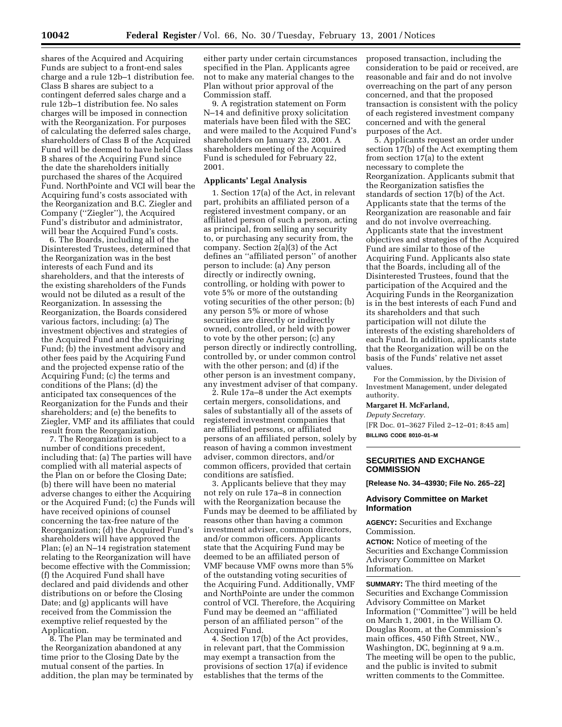shares of the Acquired and Acquiring Funds are subject to a front-end sales charge and a rule 12b–1 distribution fee. Class B shares are subject to a contingent deferred sales charge and a rule 12b–1 distribution fee. No sales charges will be imposed in connection with the Reorganization. For purposes of calculating the deferred sales charge, shareholders of Class B of the Acquired Fund will be deemed to have held Class B shares of the Acquiring Fund since the date the shareholders initially purchased the shares of the Acquired Fund. NorthPointe and VCI will bear the Acquiring fund's costs associated with the Reorganization and B.C. Ziegler and Company (''Ziegler''), the Acquired Fund's distributor and administrator, will bear the Acquired Fund's costs.

6. The Boards, including all of the Disinterested Trustees, determined that the Reorganization was in the best interests of each Fund and its shareholders, and that the interests of the existing shareholders of the Funds would not be diluted as a result of the Reorganization. In assessing the Reorganization, the Boards considered various factors, including: (a) The investment objectives and strategies of the Acquired Fund and the Acquiring Fund; (b) the investment advisory and other fees paid by the Acquiring Fund and the projected expense ratio of the Acquiring Fund; (c) the terms and conditions of the Plans; (d) the anticipated tax consequences of the Reorganization for the Funds and their shareholders; and (e) the benefits to Ziegler, VMF and its affiliates that could result from the Reorganization.

7. The Reorganization is subject to a number of conditions precedent, including that: (a) The parties will have complied with all material aspects of the Plan on or before the Closing Date; (b) there will have been no material adverse changes to either the Acquiring or the Acquired Fund; (c) the Funds will have received opinions of counsel concerning the tax-free nature of the Reorganization; (d) the Acquired Fund's shareholders will have approved the Plan; (e) an N–14 registration statement relating to the Reorganization will have become effective with the Commission; (f) the Acquired Fund shall have declared and paid dividends and other distributions on or before the Closing Date; and (g) applicants will have received from the Commission the exemptive relief requested by the Application.

8. The Plan may be terminated and the Reorganization abandoned at any time prior to the Closing Date by the mutual consent of the parties. In addition, the plan may be terminated by either party under certain circumstances specified in the Plan. Applicants agree not to make any material changes to the Plan without prior approval of the Commission staff.

9. A registration statement on Form N–14 and definitive proxy solicitation materials have been filed with the SEC and were mailed to the Acquired Fund's shareholders on January 23, 2001. A shareholders meeting of the Acquired Fund is scheduled for February 22, 2001.

### Applicants' Legal Analysis

1. Section 17(a) of the Act, in relevant part, prohibits an affiliated person of a registered investment company, or an affiliated person of such a person, acting as principal, from selling any security to, or purchasing any security from, the company. Section 2(a)(3) of the Act defines an ''affiliated person'' of another person to include: (a) Any person directly or indirectly owning, controlling, or holding with power to vote 5% or more of the outstanding voting securities of the other person; (b) any person 5% or more of whose securities are directly or indirectly owned, controlled, or held with power to vote by the other person; (c) any person directly or indirectly controlling, controlled by, or under common control with the other person; and (d) if the other person is an investment company, any investment adviser of that company.

2. Rule 17a–8 under the Act exempts certain mergers, consolidations, and sales of substantially all of the assets of registered investment companies that are affiliated persons, or affiliated persons of an affiliated person, solely by reason of having a common investment adviser, common directors, and/or common officers, provided that certain conditions are satisfied.

3. Applicants believe that they may not rely on rule 17a–8 in connection with the Reorganization because the Funds may be deemed to be affiliated by reasons other than having a common investment adviser, common directors, and/or common officers. Applicants state that the Acquiring Fund may be deemed to be an affiliated person of VMF because VMF owns more than 5% of the outstanding voting securities of the Acquiring Fund. Additionally, VMF and NorthPointe are under the common control of VCI. Therefore, the Acquiring Fund may be deemed an ''affiliated person of an affiliated person'' of the Acquired Fund.

4. Section 17(b) of the Act provides, in relevant part, that the Commission may exempt a transaction from the provisions of section 17(a) if evidence establishes that the terms of the proposed transaction, including the consideration to be paid or received, are reasonable and fair and do not involve overreaching on the part of any person concerned, and that the proposed transaction is consistent with the policy of each registered investment company concerned and with the general purposes of the Act.

5. Applicants request an order under section 17(b) of the Act exempting them from section 17(a) to the extent necessary to complete the Reorganization. Applicants submit that the Reorganization satisfies the standards of section 17(b) of the Act. Applicants state that the terms of the Reorganization are reasonable and fair and do not involve overreaching. Applicants state that the investment objectives and strategies of the Acquired Fund are similar to those of the Acquiring Fund. Applicants also state that the Boards, including all of the Disinterested Trustees, found that the participation of the Acquired and the Acquiring Funds in the Reorganization is in the best interests of each Fund and its shareholders and that such participation will not dilute the interests of the existing shareholders of each Fund. In addition, applicants state that the Reorganization will be on the basis of the Funds' relative net asset values.

For the Commission, by the Division of Investment Management, under delegated authority.

**Margaret H. McFarland,**

*Deputy Secretary.*

[FR Doc. 01–3627 Filed 2–12–01; 8:45 am]

**BILLING CODE 8010–01–M**

## SECURITIES AND EXCHANGE COMMISSION

**[Release No. 34–43930; File No. 265–22]**

### Advisory Committee on Market Information

**AGENCY:** Securities and Exchange Commission.

**ACTION:** Notice of meeting of the Securities and Exchange Commission Advisory Committee on Market Information.

**SUMMARY:** The third meeting of the Securities and Exchange Commission Advisory Committee on Market Information (''Committee'') will be held on March 1, 2001, in the William O. Douglas Room, at the Commission's main offices, 450 Fifth Street, NW., Washington, DC, beginning at 9 a.m. The meeting will be open to the public, and the public is invited to submit written comments to the Committee.